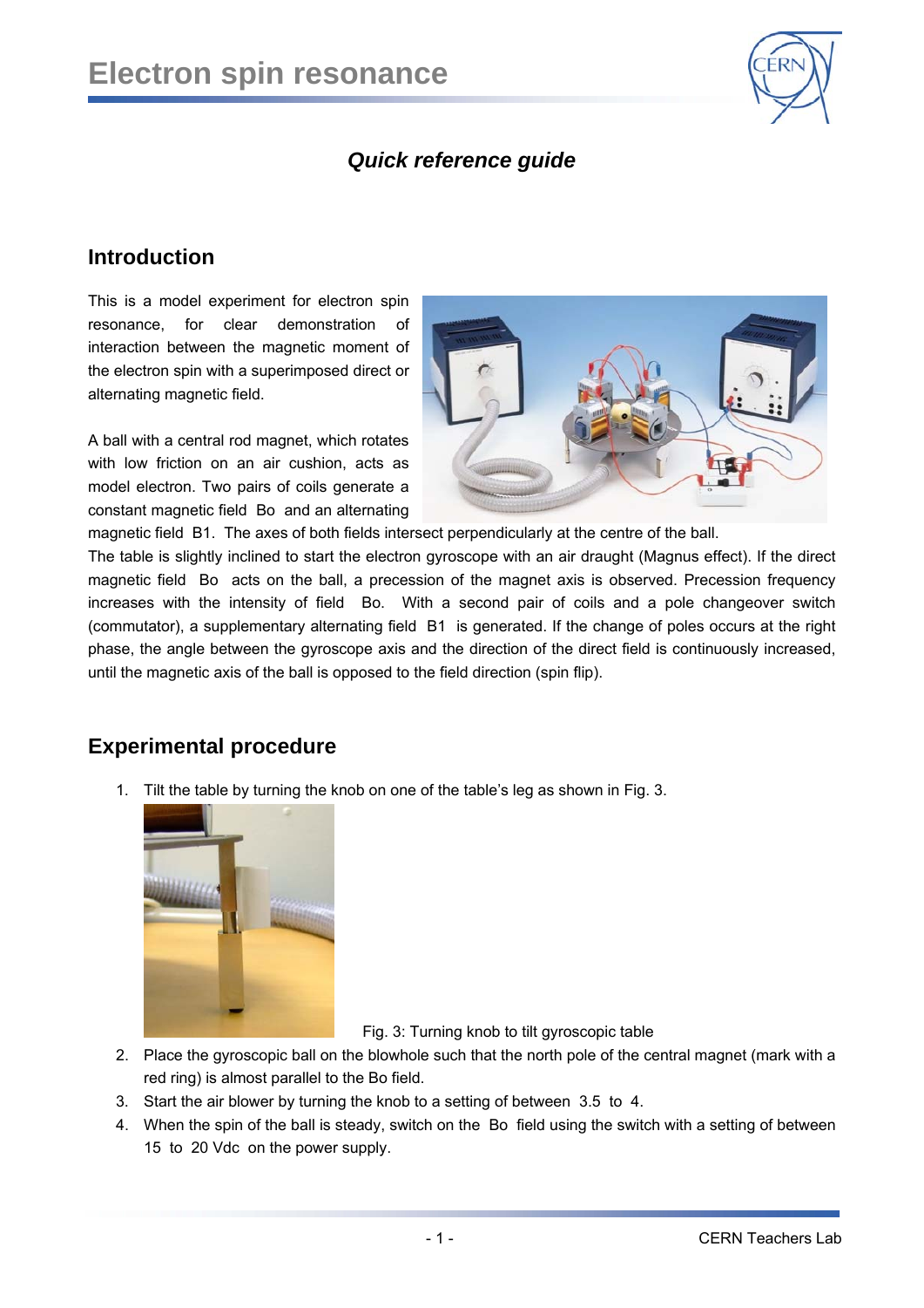# Electron spin resonance

## *Quick reference guide*

## Introduction

This is a model experiment for electron spin resonance, for clear demonstration of interaction between the magnetic moment of the electron spin with a superimposed direct or alternating magnetic field.

A ball with a central rod magnet, which rotates with low friction on an air cushion, acts as model electron. Two pairs of coils generate a constant magnetic field Bo and an alternating magnetic field B1. The axes of both fields intersect perpendicularly at the centre of the ball.

The table is slightly inclined to start the electron gyroscope with an air draught (Magnus effect). If the direct magnetic field Bo acts on the ball, a precession of the magnet axis is observed. Precession frequency increases with the intensity of field Bo. With a second pair of coils and a pole changeover switch (commutator), a supplementary alternating field B1 is generated. If the change of poles occurs at the right phase, the angle between the gyroscope axis and the direction of the direct field is continuously increased, until the magnetic axis of the ball is opposed to the field direction (spin flip).

## Experimental procedure

1. Tilt the table by turning the knob on one of the table's leg as shown in Fig. 3.

   Fig. 3: Turning knob to tilt gyroscopic table

2. Place the gyroscopic ball on the blowhole such that the north pole of the central magnet (mark with a red ring) is almost parallel to the Bo field.
3. Start the air blower by turning the knob to a setting of between 3.5 to 4.
4. When the spin of the ball is steady, switch on the Bo field using the switch with a setting of between 15 to 20 Vdc on the power supply.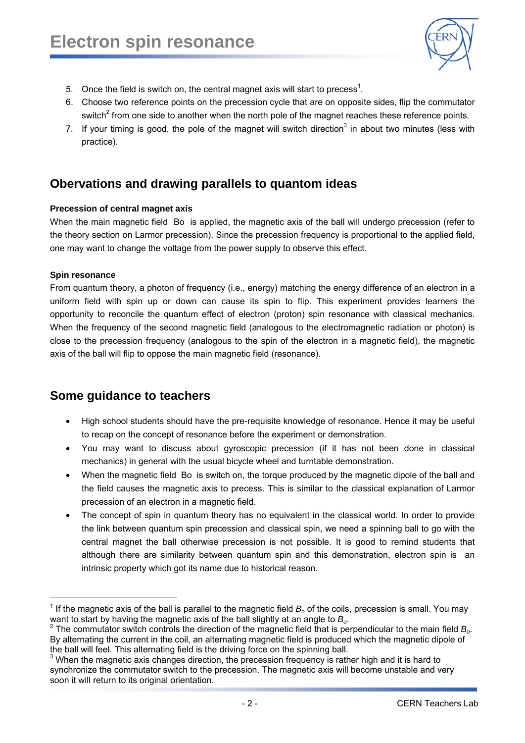5. Once the field is switch on, the central magnet axis will start to process[1].
6. Choose two reference points on the precession cycle that are on opposite sides, flip the commutator switch[2] from one side to another when the north pole of the magnet reaches these reference points.
7. If your timing is good, the pole of the magnet will switch direction[3] in about two minutes (less with practice).

## Obervations and drawing parallels to quantom ideas

**Precession of central magnet axis**

When the main magnetic field Bo is applied, the magnetic axis of the ball will undergo precession (refer to the theory section on Larmor precession). Since the precession frequency is proportional to the applied field, one may want to change the voltage from the power supply to observe this effect.

**Spin resonance**

From quantum theory, a photon of frequency (i.e., energy) matching the energy difference of an electron in a uniform field with spin up or down can cause its spin to flip. This experiment provides learners the opportunity to reconcile the quantum effect of electron (proton) spin resonance with classical mechanics. When the frequency of the second magnetic field (analogous to the electromagnetic radiation or photon) is close to the precession frequency (analogous to the spin of the electron in a magnetic field), the magnetic axis of the ball will flip to oppose the main magnetic field (resonance).

## Some guidance to teachers

- High school students should have the pre-requisite knowledge of resonance. Hence it may be useful to recap on the concept of resonance before the experiment or demonstration.
- You may want to discuss about gyroscopic precession (if it has not been done in classical mechanics) in general with the usual bicycle wheel and turntable demonstration.
- When the magnetic field Bo is switch on, the torque produced by the magnetic dipole of the ball and the field causes the magnetic axis to precess. This is similar to the classical explanation of Larmor precession of an electron in a magnetic field.
- The concept of spin in quantum theory has no equivalent in the classical world. In order to provide the link between quantum spin precession and classical spin, we need a spinning ball to go with the central magnet the ball otherwise precession is not possible. It is good to remind students that although there are similarity between quantum spin and this demonstration, electron spin is an intrinsic property which got its name due to historical reason.

---

[1] If the magnetic axis of the ball is parallel to the magnetic field $B_o$ of the coils, precession is small. You may want to start by having the magnetic axis of the ball slightly at an angle to $B_o$.

[2] The commutator switch controls the direction of the magnetic field that is perpendicular to the main field $B_o$. By alternating the current in the coil, an alternating magnetic field is produced which the magnetic dipole of the ball will feel. This alternating field is the driving force on the spinning ball.

[3] When the magnetic axis changes direction, the precession frequency is rather high and it is hard to synchronize the commutator switch to the precession. The magnetic axis will become unstable and very soon it will return to its original orientation.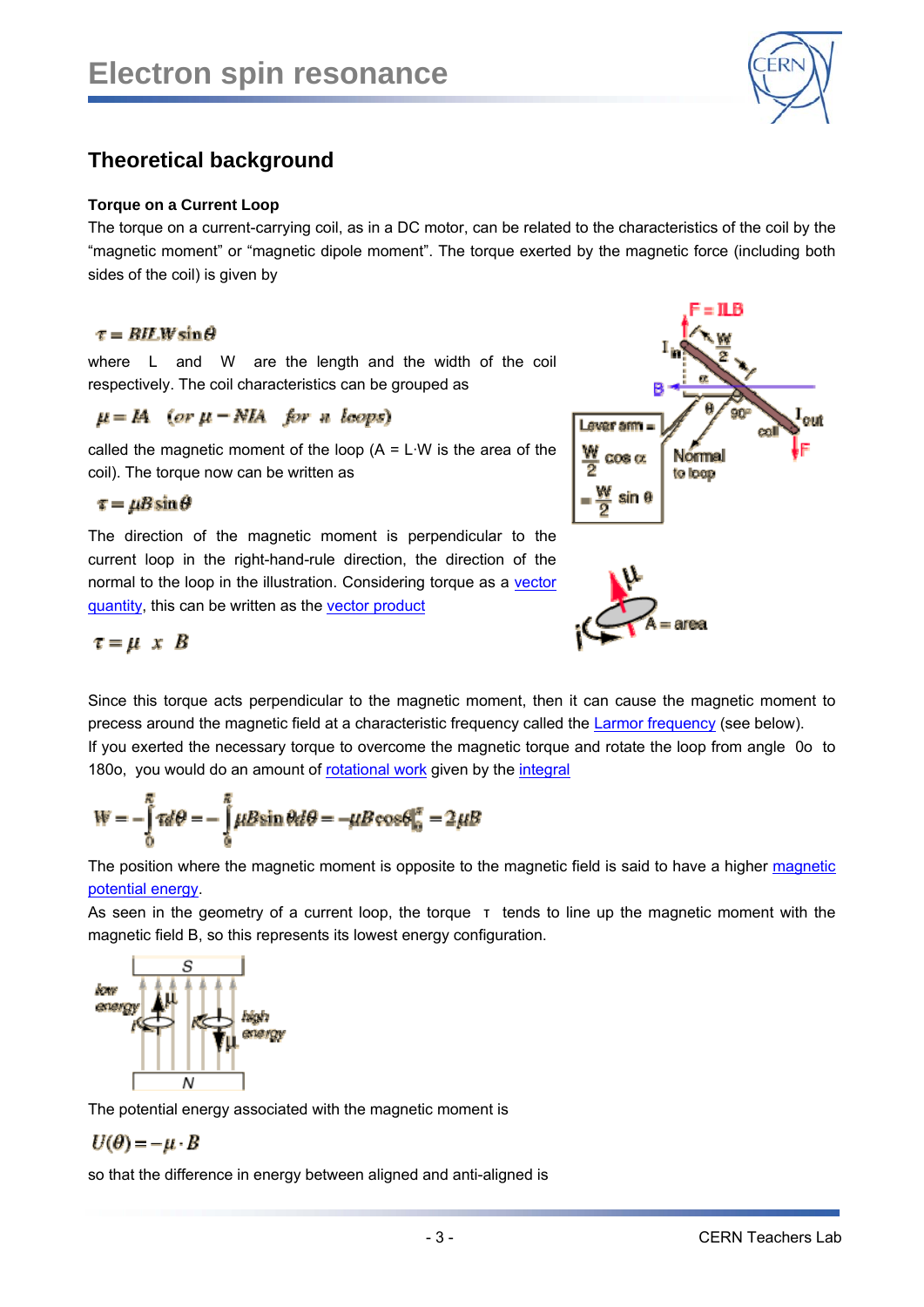## Theoretical background

**Torque on a Current Loop**

The torque on a current-carrying coil, as in a DC motor, can be related to the characteristics of the coil by the "magnetic moment" or "magnetic dipole moment". The torque exerted by the magnetic force (including both sides of the coil) is given by

$$\tau = BILW\sin\theta$$

where L and W are the length and the width of the coil respectively. The coil characteristics can be grouped as

$$\mu = IA \quad (or\ \mu = NIA \quad for\ n\ loops)$$

called the magnetic moment of the loop (A = L·W is the area of the coil). The torque now can be written as

$$\tau = \mu B\sin\theta$$

The direction of the magnetic moment is perpendicular to the current loop in the right-hand-rule direction, the direction of the normal to the loop in the illustration. Considering torque as a vector quantity, this can be written as the vector product

$$\tau = \mu \times B$$

Since this torque acts perpendicular to the magnetic moment, then it can cause the magnetic moment to precess around the magnetic field at a characteristic frequency called the Larmor frequency (see below).

If you exerted the necessary torque to overcome the magnetic torque and rotate the loop from angle 0o to 180o, you would do an amount of rotational work given by the integral

$$W = -\int_0^{\pi}\tau d\theta = -\int_0^{\pi}\mu B\sin\theta d\theta = -\mu B\cos\theta\Big|_0^{\pi} = 2\mu B$$

The position where the magnetic moment is opposite to the magnetic field is said to have a higher magnetic potential energy.

As seen in the geometry of a current loop, the torque τ tends to line up the magnetic moment with the magnetic field B, so this represents its lowest energy configuration.

The potential energy associated with the magnetic moment is

$$U(\theta) = -\mu \cdot B$$

so that the difference in energy between aligned and anti-aligned is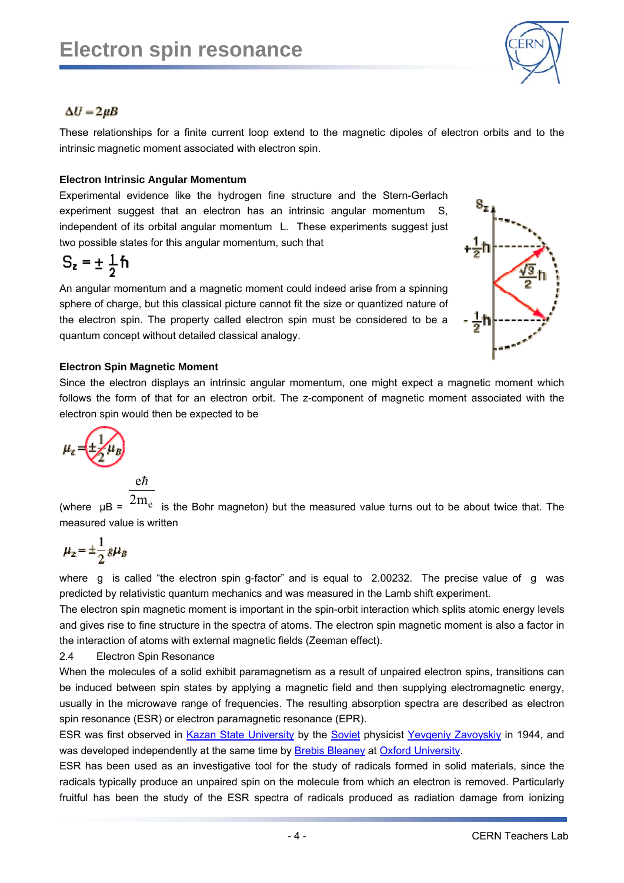$$\Delta U = 2\mu B$$

These relationships for a finite current loop extend to the magnetic dipoles of electron orbits and to the intrinsic magnetic moment associated with electron spin.

**Electron Intrinsic Angular Momentum**

Experimental evidence like the hydrogen fine structure and the Stern-Gerlach experiment suggest that an electron has an intrinsic angular momentum S, independent of its orbital angular momentum L. These experiments suggest just two possible states for this angular momentum, such that

$$S_z = \pm \frac{1}{2}\hbar$$

An angular momentum and a magnetic moment could indeed arise from a spinning sphere of charge, but this classical picture cannot fit the size or quantized nature of the electron spin. The property called electron spin must be considered to be a quantum concept without detailed classical analogy.

**Electron Spin Magnetic Moment**

Since the electron displays an intrinsic angular momentum, one might expect a magnetic moment which follows the form of that for an electron orbit. The z-component of magnetic moment associated with the electron spin would then be expected to be

$$\mu_z = \pm \frac{1}{2}\mu_B$$

(where $\mu_B = \frac{e\hbar}{2m_e}$ is the Bohr magneton) but the measured value turns out to be about twice that. The measured value is written

$$\mu_z = \pm \frac{1}{2} g \mu_B$$

where g is called "the electron spin g-factor" and is equal to 2.00232. The precise value of g was predicted by relativistic quantum mechanics and was measured in the Lamb shift experiment.

The electron spin magnetic moment is important in the spin-orbit interaction which splits atomic energy levels and gives rise to fine structure in the spectra of atoms. The electron spin magnetic moment is also a factor in the interaction of atoms with external magnetic fields (Zeeman effect).

## 2.4 Electron Spin Resonance

When the molecules of a solid exhibit paramagnetism as a result of unpaired electron spins, transitions can be induced between spin states by applying a magnetic field and then supplying electromagnetic energy, usually in the microwave range of frequencies. The resulting absorption spectra are described as electron spin resonance (ESR) or electron paramagnetic resonance (EPR).

ESR was first observed in Kazan State University by the Soviet physicist Yevgeniy Zavoyskiy in 1944, and was developed independently at the same time by Brebis Bleaney at Oxford University.

ESR has been used as an investigative tool for the study of radicals formed in solid materials, since the radicals typically produce an unpaired spin on the molecule from which an electron is removed. Particularly fruitful has been the study of the ESR spectra of radicals produced as radiation damage from ionizing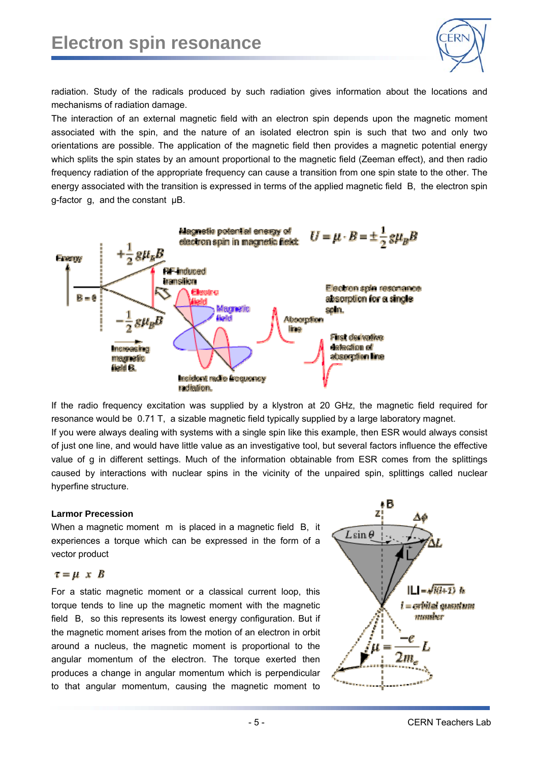radiation. Study of the radicals produced by such radiation gives information about the locations and mechanisms of radiation damage.

The interaction of an external magnetic field with an electron spin depends upon the magnetic moment associated with the spin, and the nature of an isolated electron spin is such that two and only two orientations are possible. The application of the magnetic field then provides a magnetic potential energy which splits the spin states by an amount proportional to the magnetic field (Zeeman effect), and then radio frequency radiation of the appropriate frequency can cause a transition from one spin state to the other. The energy associated with the transition is expressed in terms of the applied magnetic field B, the electron spin g-factor g, and the constant μB.

If the radio frequency excitation was supplied by a klystron at 20 GHz, the magnetic field required for resonance would be 0.71 T, a sizable magnetic field typically supplied by a large laboratory magnet.

If you were always dealing with systems with a single spin like this example, then ESR would always consist of just one line, and would have little value as an investigative tool, but several factors influence the effective value of g in different settings. Much of the information obtainable from ESR comes from the splittings caused by interactions with nuclear spins in the vicinity of the unpaired spin, splittings called nuclear hyperfine structure.

**Larmor Precession**

When a magnetic moment m is placed in a magnetic field B, it experiences a torque which can be expressed in the form of a vector product

$$\tau = \mu \times B$$

For a static magnetic moment or a classical current loop, this torque tends to line up the magnetic moment with the magnetic field B, so this represents its lowest energy configuration. But if the magnetic moment arises from the motion of an electron in orbit around a nucleus, the magnetic moment is proportional to the angular momentum of the electron. The torque exerted then produces a change in angular momentum which is perpendicular to that angular momentum, causing the magnetic moment to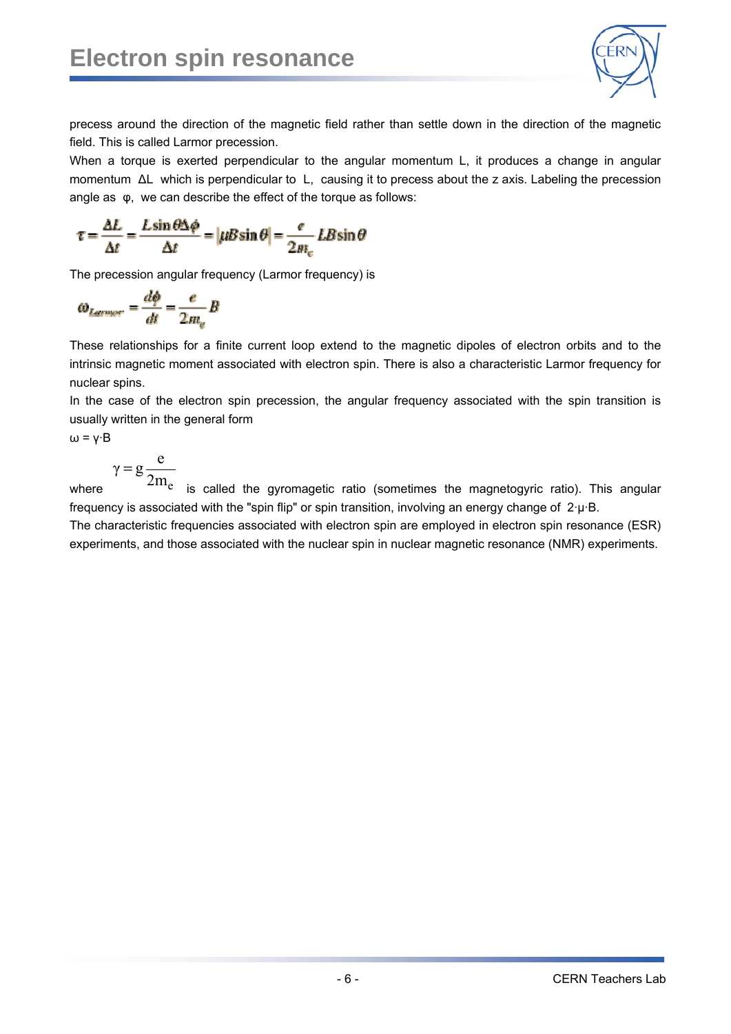precess around the direction of the magnetic field rather than settle down in the direction of the magnetic field. This is called Larmor precession.

When a torque is exerted perpendicular to the angular momentum L, it produces a change in angular momentum $\Delta L$ which is perpendicular to L, causing it to precess about the z axis. Labeling the precession angle as $\varphi$, we can describe the effect of the torque as follows:

$$\tau = \frac{\Delta L}{\Delta t} = \frac{L \sin\theta \Delta\phi}{\Delta t} = |\mu B \sin\theta| = \frac{e}{2m_e} L B \sin\theta$$

The precession angular frequency (Larmor frequency) is

$$\omega_{Larmor} = \frac{d\phi}{dt} = \frac{e}{2m_e} B$$

These relationships for a finite current loop extend to the magnetic dipoles of electron orbits and to the intrinsic magnetic moment associated with electron spin. There is also a characteristic Larmor frequency for nuclear spins.

In the case of the electron spin precession, the angular frequency associated with the spin transition is usually written in the general form

$\omega = \gamma \cdot B$

where $\gamma = g \frac{e}{2m_e}$ is called the gyromagetic ratio (sometimes the magnetogyric ratio). This angular frequency is associated with the "spin flip" or spin transition, involving an energy change of $2 \cdot \mu \cdot B$.

The characteristic frequencies associated with electron spin are employed in electron spin resonance (ESR) experiments, and those associated with the nuclear spin in nuclear magnetic resonance (NMR) experiments.